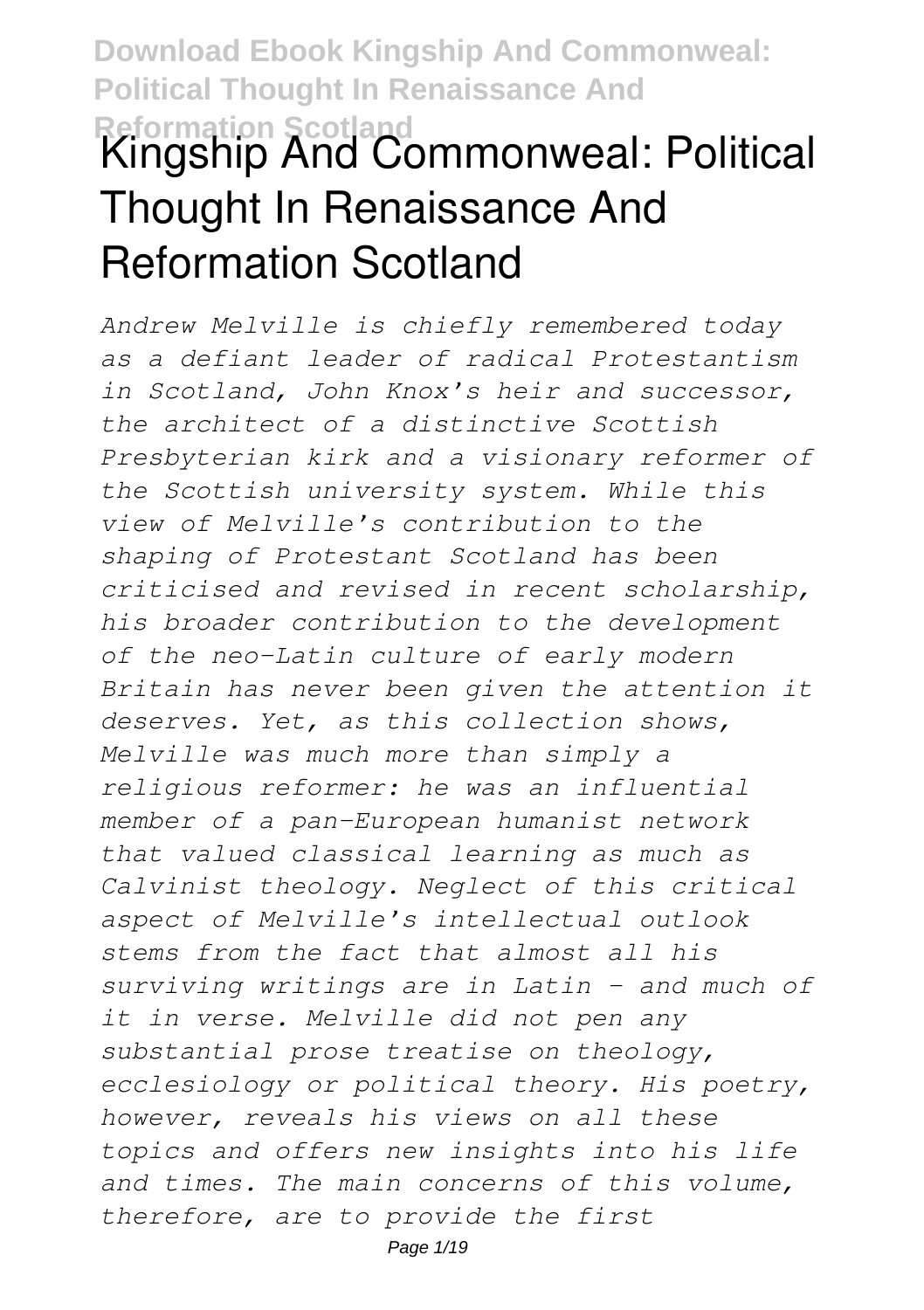# Kingship And Commonweal: Political Thought In Renaissance And Reformation Scotland

*Andrew Melville is chiefly remembered today as a defiant leader of radical Protestantism in Scotland, John Knox's heir and successor, the architect of a distinctive Scottish Presbyterian kirk and a visionary reformer of the Scottish university system. While this view of Melville's contribution to the shaping of Protestant Scotland has been criticised and revised in recent scholarship, his broader contribution to the development of the neo-Latin culture of early modern Britain has never been given the attention it deserves. Yet, as this collection shows, Melville was much more than simply a religious reformer: he was an influential member of a pan-European humanist network that valued classical learning as much as Calvinist theology. Neglect of this critical aspect of Melville's intellectual outlook stems from the fact that almost all his surviving writings are in Latin - and much of it in verse. Melville did not pen any substantial prose treatise on theology, ecclesiology or political theory. His poetry, however, reveals his views on all these topics and offers new insights into his life and times. The main concerns of this volume, therefore, are to provide the first*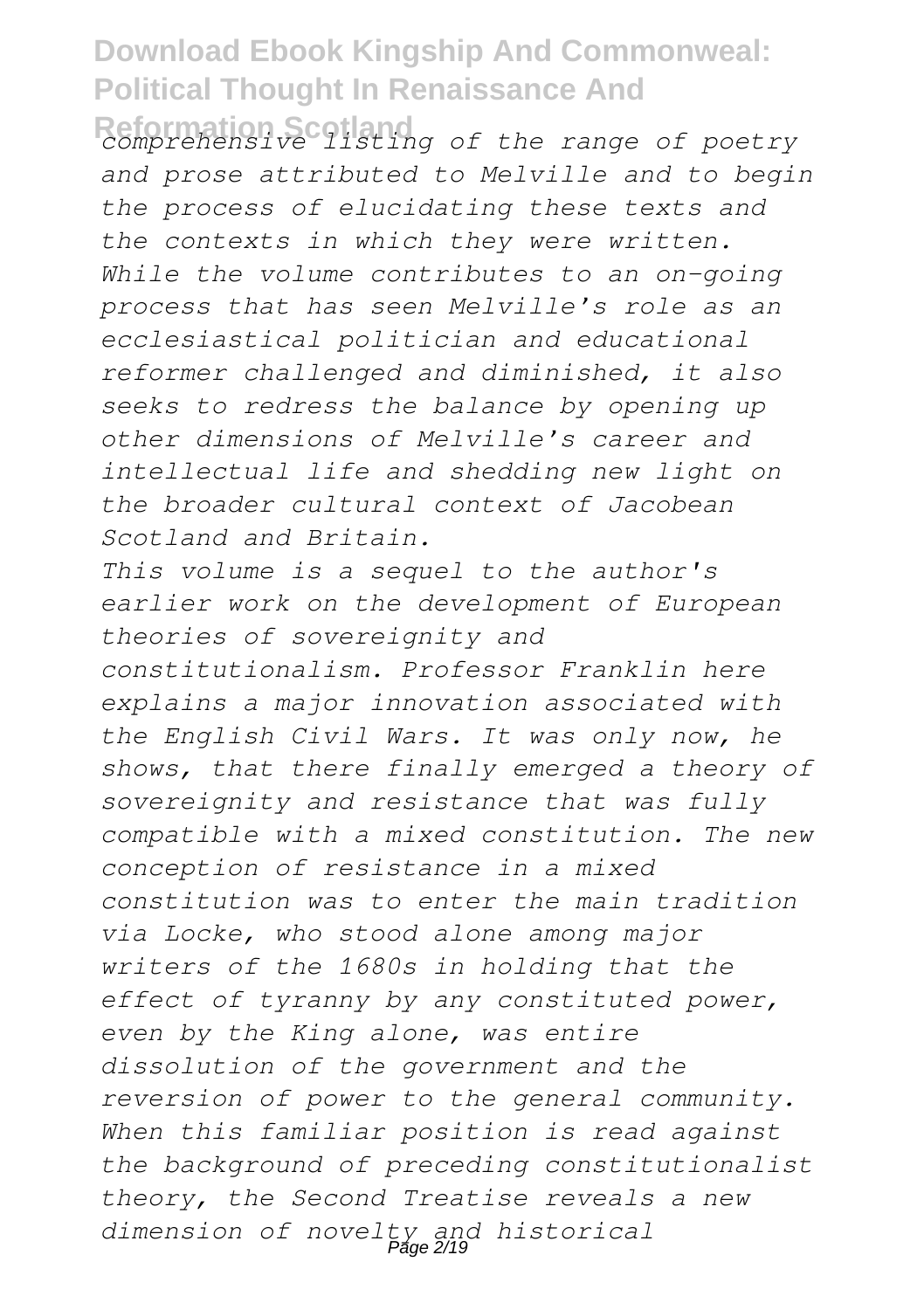*comprehensive listing of the range of poetry and prose attributed to Melville and to begin the process of elucidating these texts and the contexts in which they were written. While the volume contributes to an on-going process that has seen Melville's role as an ecclesiastical politician and educational reformer challenged and diminished, it also seeks to redress the balance by opening up other dimensions of Melville's career and intellectual life and shedding new light on the broader cultural context of Jacobean Scotland and Britain.*

*This volume is a sequel to the author's earlier work on the development of European theories of sovereignity and constitutionalism. Professor Franklin here explains a major innovation associated with the English Civil Wars. It was only now, he shows, that there finally emerged a theory of sovereignity and resistance that was fully compatible with a mixed constitution. The new conception of resistance in a mixed constitution was to enter the main tradition via Locke, who stood alone among major writers of the 1680s in holding that the effect of tyranny by any constituted power, even by the King alone, was entire dissolution of the government and the reversion of power to the general community. When this familiar position is read against the background of preceding constitutionalist theory, the Second Treatise reveals a new dimension of novelty and historical*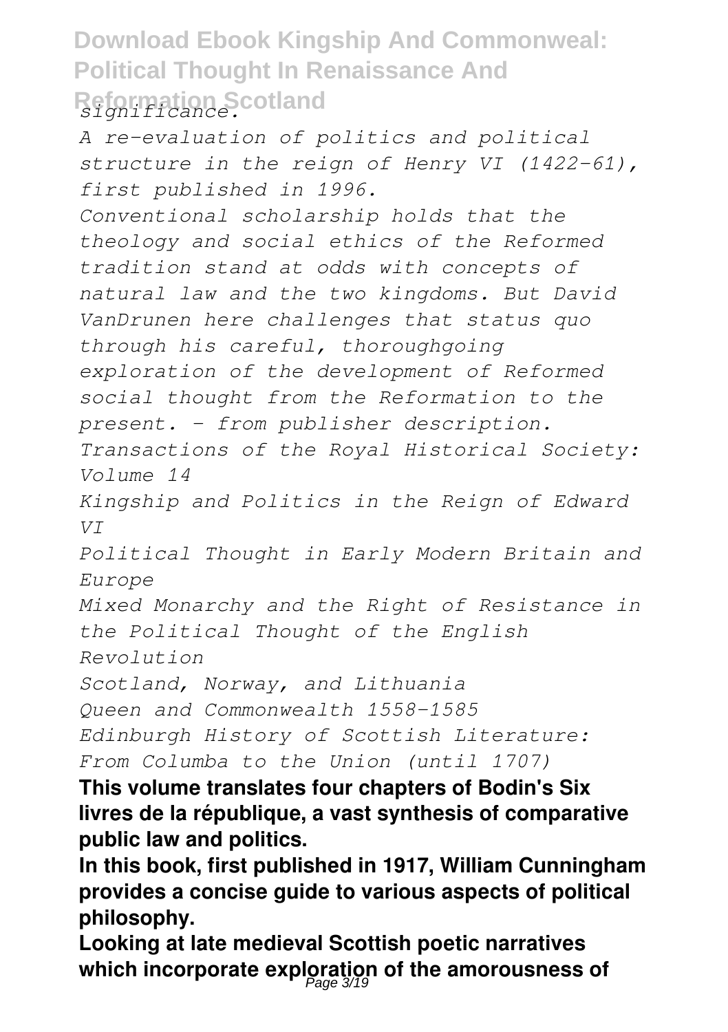*significance.*

*A re-evaluation of politics and political structure in the reign of Henry VI (1422-61), first published in 1996.*

*Conventional scholarship holds that the theology and social ethics of the Reformed tradition stand at odds with concepts of natural law and the two kingdoms. But David VanDrunen here challenges that status quo through his careful, thoroughgoing exploration of the development of Reformed social thought from the Reformation to the present. - from publisher description.*

*Transactions of the Royal Historical Society: Volume 14*

*Kingship and Politics in the Reign of Edward VI*

*Political Thought in Early Modern Britain and Europe*

*Mixed Monarchy and the Right of Resistance in the Political Thought of the English Revolution*

*Scotland, Norway, and Lithuania*

*Queen and Commonwealth 1558-1585*

*Edinburgh History of Scottish Literature: From Columba to the Union (until 1707)*

**This volume translates four chapters of Bodin's Six livres de la république, a vast synthesis of comparative public law and politics.**

**In this book, first published in 1917, William Cunningham provides a concise guide to various aspects of political philosophy.**

**Looking at late medieval Scottish poetic narratives which incorporate exploration of the amorousness of**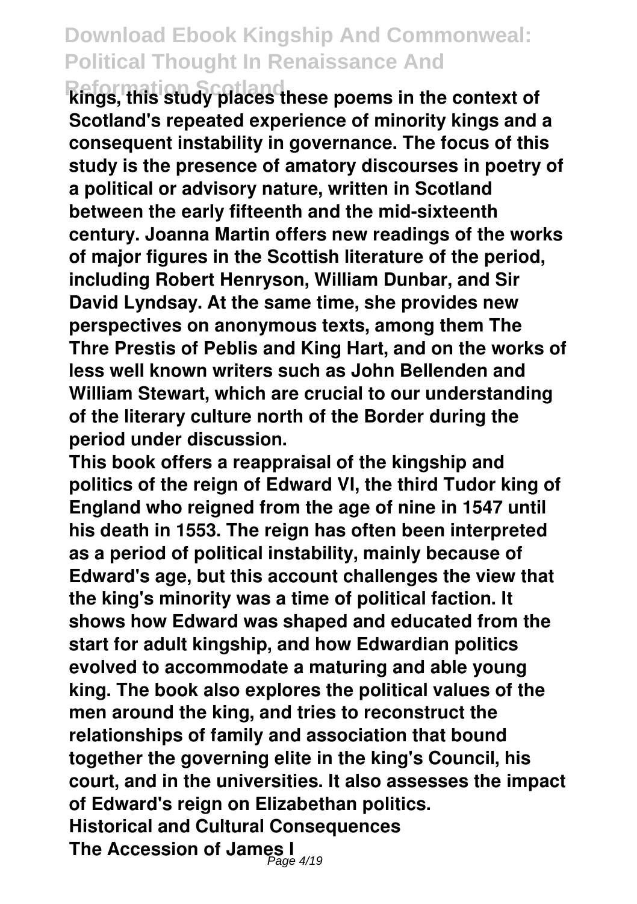kings, this study places these poems in the context of Scotland's repeated experience of minority kings and a consequent instability in governance. The focus of this study is the presence of amatory discourses in poetry of a political or advisory nature, written in Scotland between the early fifteenth and the mid-sixteenth century. Joanna Martin offers new readings of the works of major figures in the Scottish literature of the period, including Robert Henryson, William Dunbar, and Sir David Lyndsay. At the same time, she provides new perspectives on anonymous texts, among them The Thre Prestis of Peblis and King Hart, and on the works of less well known writers such as John Bellenden and William Stewart, which are crucial to our understanding of the literary culture north of the Border during the period under discussion.

This book offers a reappraisal of the kingship and politics of the reign of Edward VI, the third Tudor king of England who reigned from the age of nine in 1547 until his death in 1553. The reign has often been interpreted as a period of political instability, mainly because of Edward's age, but this account challenges the view that the king's minority was a time of political faction. It shows how Edward was shaped and educated from the start for adult kingship, and how Edwardian politics evolved to accommodate a maturing and able young king. The book also explores the political values of the men around the king, and tries to reconstruct the relationships of family and association that bound together the governing elite in the king's Council, his court, and in the universities. It also assesses the impact of Edward's reign on Elizabethan politics.

**Historical and Cultural Consequences**

**The Accession of James I**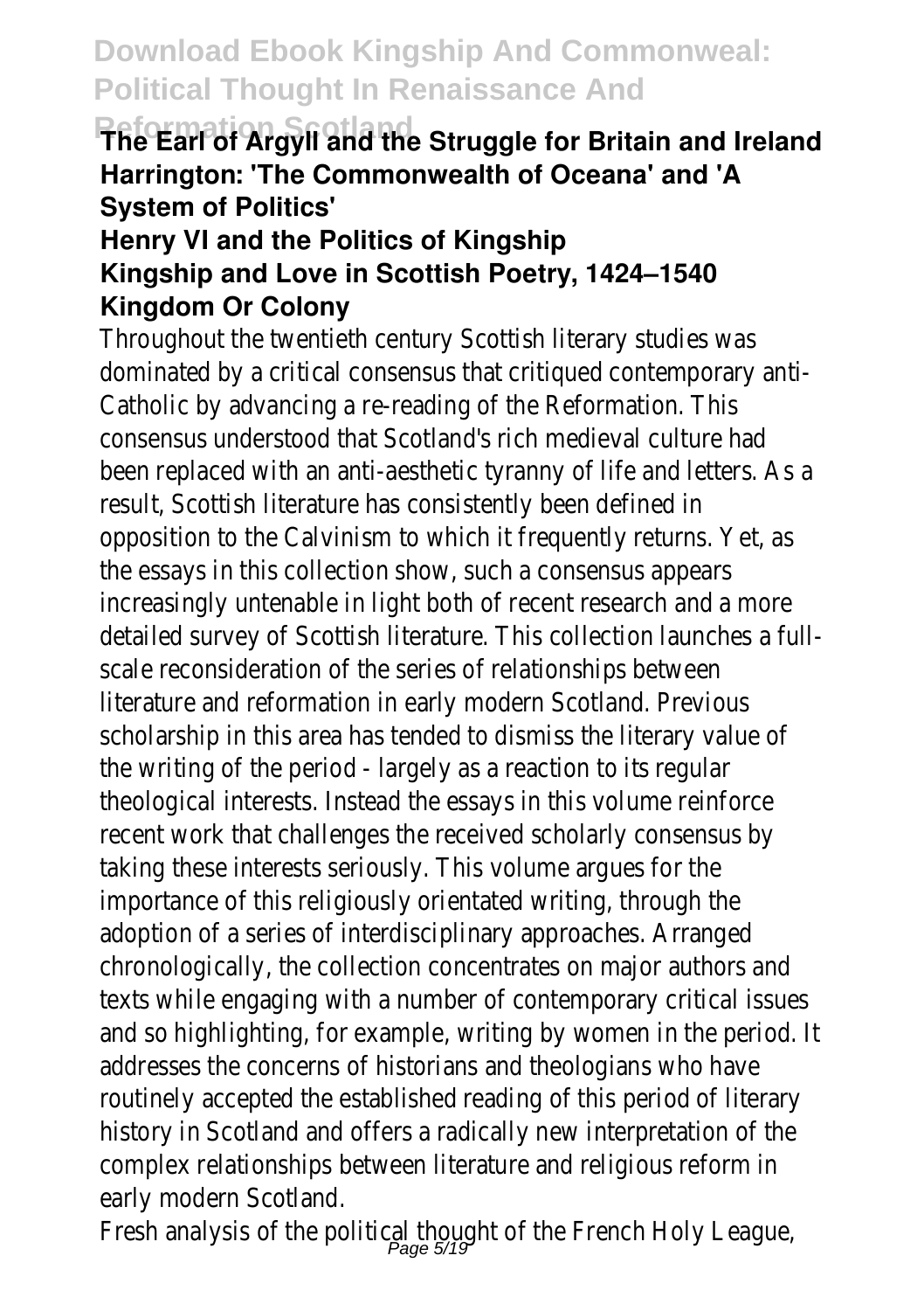**The Earl of Argyll and the Struggle for Britain and Ireland**
**Harrington: 'The Commonwealth of Oceana' and 'A System of Politics'**
**Henry VI and the Politics of Kingship**
**Kingship and Love in Scottish Poetry, 1424–1540**
**Kingdom Or Colony**

Throughout the twentieth century Scottish literary studies was dominated by a critical consensus that critiqued contemporary anti-Catholic by advancing a re-reading of the Reformation. This consensus understood that Scotland's rich medieval culture had been replaced with an anti-aesthetic tyranny of life and letters. As a result, Scottish literature has consistently been defined in opposition to the Calvinism to which it frequently returns. Yet, as the essays in this collection show, such a consensus appears increasingly untenable in light both of recent research and a more detailed survey of Scottish literature. This collection launches a full-scale reconsideration of the series of relationships between literature and reformation in early modern Scotland. Previous scholarship in this area has tended to dismiss the literary value of the writing of the period - largely as a reaction to its regular theological interests. Instead the essays in this volume reinforce recent work that challenges the received scholarly consensus by taking these interests seriously. This volume argues for the importance of this religiously orientated writing, through the adoption of a series of interdisciplinary approaches. Arranged chronologically, the collection concentrates on major authors and texts while engaging with a number of contemporary critical issues and so highlighting, for example, writing by women in the period. It addresses the concerns of historians and theologians who have routinely accepted the established reading of this period of literary history in Scotland and offers a radically new interpretation of the complex relationships between literature and religious reform in early modern Scotland.

Fresh analysis of the political thought of the French Holy League,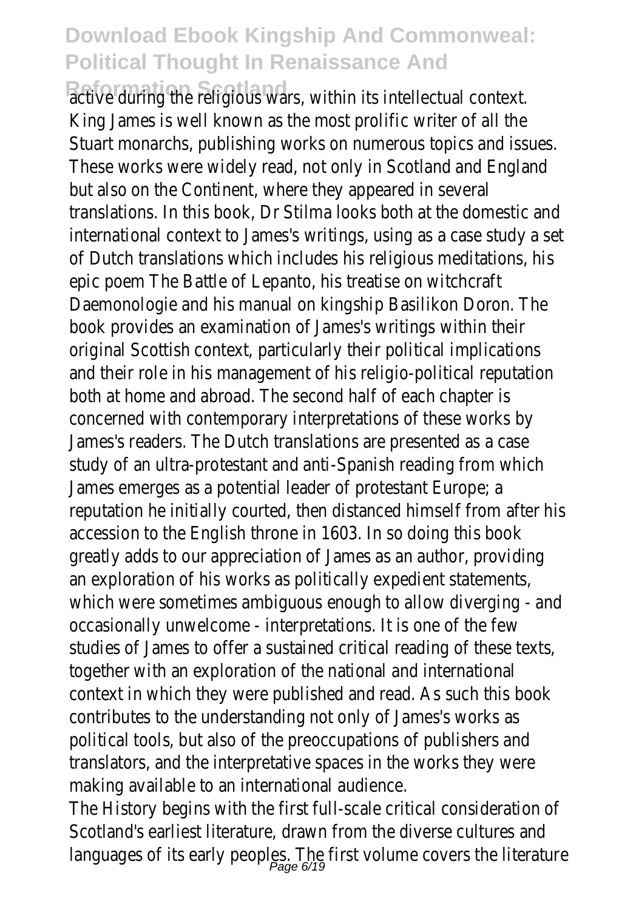active during the religious wars, within its intellectual context. King James is well known as the most prolific writer of all the Stuart monarchs, publishing works on numerous topics and issues. These works were widely read, not only in Scotland and England but also on the Continent, where they appeared in several translations. In this book, Dr Stilma looks both at the domestic and international context to James's writings, using as a case study a set of Dutch translations which includes his religious meditations, his epic poem The Battle of Lepanto, his treatise on witchcraft Daemonologie and his manual on kingship Basilikon Doron. The book provides an examination of James's writings within their original Scottish context, particularly their political implications and their role in his management of his religio-political reputation both at home and abroad. The second half of each chapter is concerned with contemporary interpretations of these works by James's readers. The Dutch translations are presented as a case study of an ultra-protestant and anti-Spanish reading from which James emerges as a potential leader of protestant Europe; a reputation he initially courted, then distanced himself from after his accession to the English throne in 1603. In so doing this book greatly adds to our appreciation of James as an author, providing an exploration of his works as politically expedient statements, which were sometimes ambiguous enough to allow diverging - and occasionally unwelcome - interpretations. It is one of the few studies of James to offer a sustained critical reading of these texts, together with an exploration of the national and international context in which they were published and read. As such this book contributes to the understanding not only of James's works as political tools, but also of the preoccupations of publishers and translators, and the interpretative spaces in the works they were making available to an international audience.

The History begins with the first full-scale critical consideration of Scotland's earliest literature, drawn from the diverse cultures and languages of its early peoples. The first volume covers the literature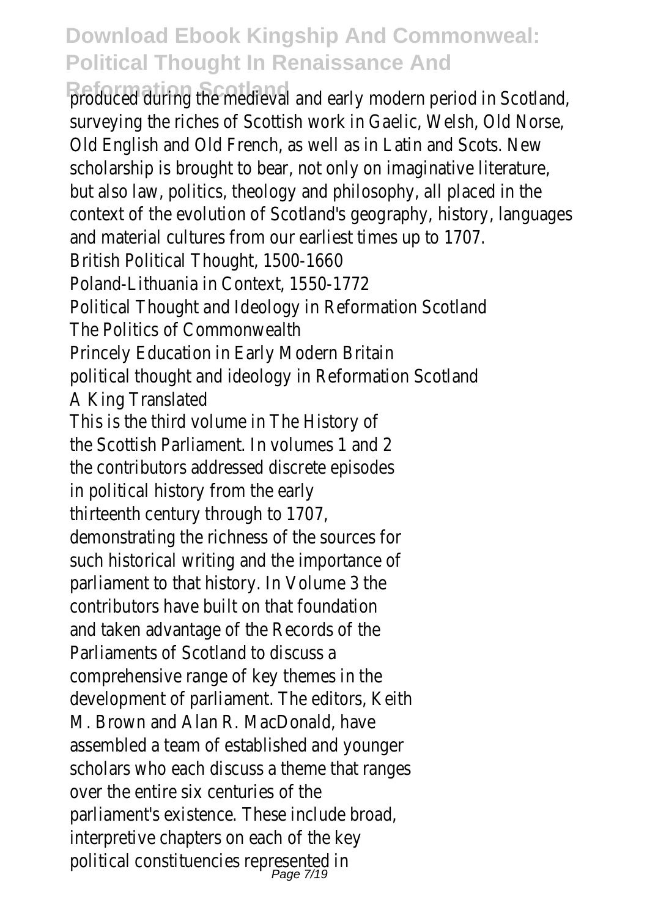produced during the medieval and early modern period in Scotland, surveying the riches of Scottish work in Gaelic, Welsh, Old Norse, Old English and Old French, as well as in Latin and Scots. New scholarship is brought to bear, not only on imaginative literature, but also law, politics, theology and philosophy, all placed in the context of the evolution of Scotland's geography, history, languages and material cultures from our earliest times up to 1707.

British Political Thought, 1500-1660

Poland-Lithuania in Context, 1550-1772

Political Thought and Ideology in Reformation Scotland

The Politics of Commonwealth

Princely Education in Early Modern Britain

political thought and ideology in Reformation Scotland

A King Translated

This is the third volume in The History of the Scottish Parliament. In volumes 1 and 2 the contributors addressed discrete episodes in political history from the early thirteenth century through to 1707, demonstrating the richness of the sources for such historical writing and the importance of parliament to that history. In Volume 3 the contributors have built on that foundation and taken advantage of the Records of the Parliaments of Scotland to discuss a comprehensive range of key themes in the development of parliament. The editors, Keith M. Brown and Alan R. MacDonald, have assembled a team of established and younger scholars who each discuss a theme that ranges over the entire six centuries of the parliament's existence. These include broad, interpretive chapters on each of the key political constituencies represented in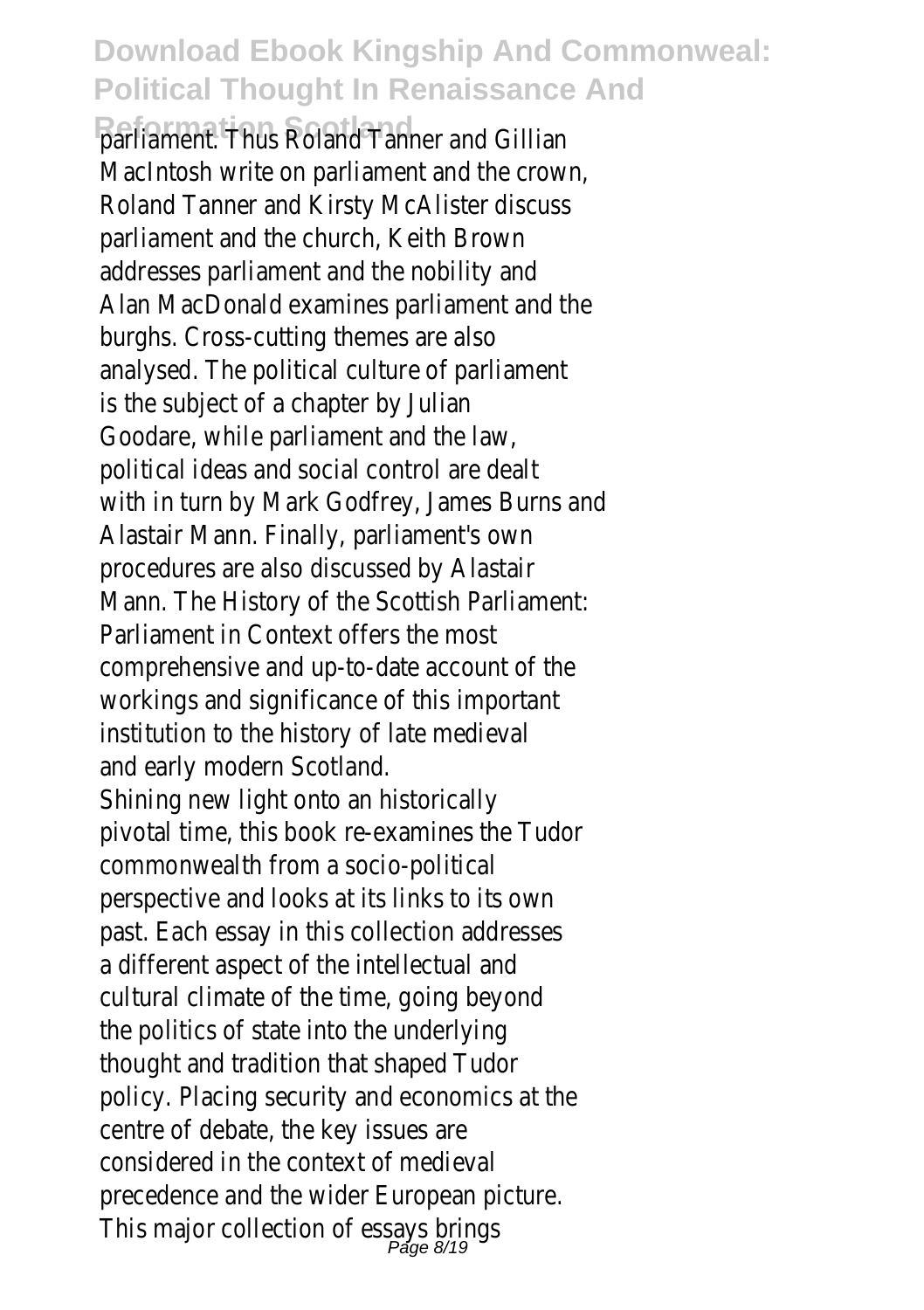parliament. Thus Roland Tanner and Gillian MacIntosh write on parliament and the crown, Roland Tanner and Kirsty McAlister discuss parliament and the church, Keith Brown addresses parliament and the nobility and Alan MacDonald examines parliament and the burghs. Cross-cutting themes are also analysed. The political culture of parliament is the subject of a chapter by Julian Goodare, while parliament and the law, political ideas and social control are dealt with in turn by Mark Godfrey, James Burns and Alastair Mann. Finally, parliament's own procedures are also discussed by Alastair Mann. The History of the Scottish Parliament: Parliament in Context offers the most comprehensive and up-to-date account of the workings and significance of this important institution to the history of late medieval and early modern Scotland.

Shining new light onto an historically pivotal time, this book re-examines the Tudor commonwealth from a socio-political perspective and looks at its links to its own past. Each essay in this collection addresses a different aspect of the intellectual and cultural climate of the time, going beyond the politics of state into the underlying thought and tradition that shaped Tudor policy. Placing security and economics at the centre of debate, the key issues are considered in the context of medieval precedence and the wider European picture. This major collection of essays brings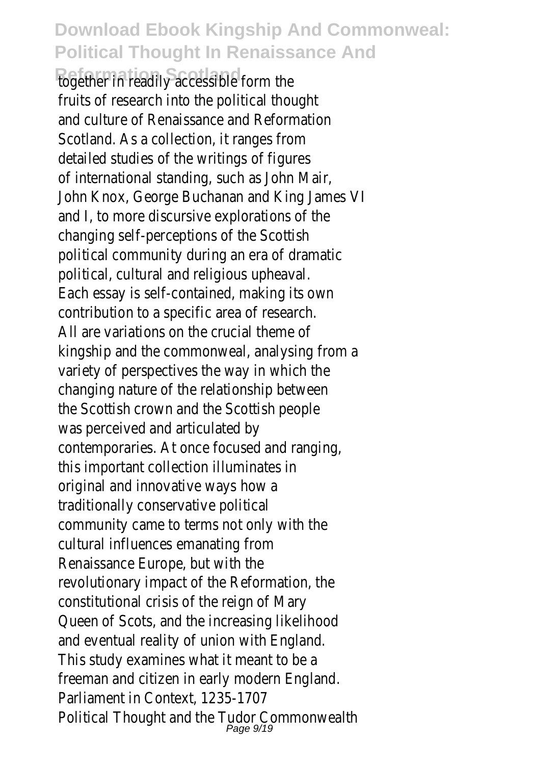together in readily accessible form the fruits of research into the political thought and culture of Renaissance and Reformation Scotland. As a collection, it ranges from detailed studies of the writings of figures of international standing, such as John Mair, John Knox, George Buchanan and King James VI and I, to more discursive explorations of the changing self-perceptions of the Scottish political community during an era of dramatic political, cultural and religious upheaval. Each essay is self-contained, making its own contribution to a specific area of research. All are variations on the crucial theme of kingship and the commonweal, analysing from a variety of perspectives the way in which the changing nature of the relationship between the Scottish crown and the Scottish people was perceived and articulated by contemporaries. At once focused and ranging, this important collection illuminates in original and innovative ways how a traditionally conservative political community came to terms not only with the cultural influences emanating from Renaissance Europe, but with the revolutionary impact of the Reformation, the constitutional crisis of the reign of Mary Queen of Scots, and the increasing likelihood and eventual reality of union with England.

This study examines what it meant to be a freeman and citizen in early modern England.

Parliament in Context, 1235-1707

Political Thought and the Tudor Commonwealth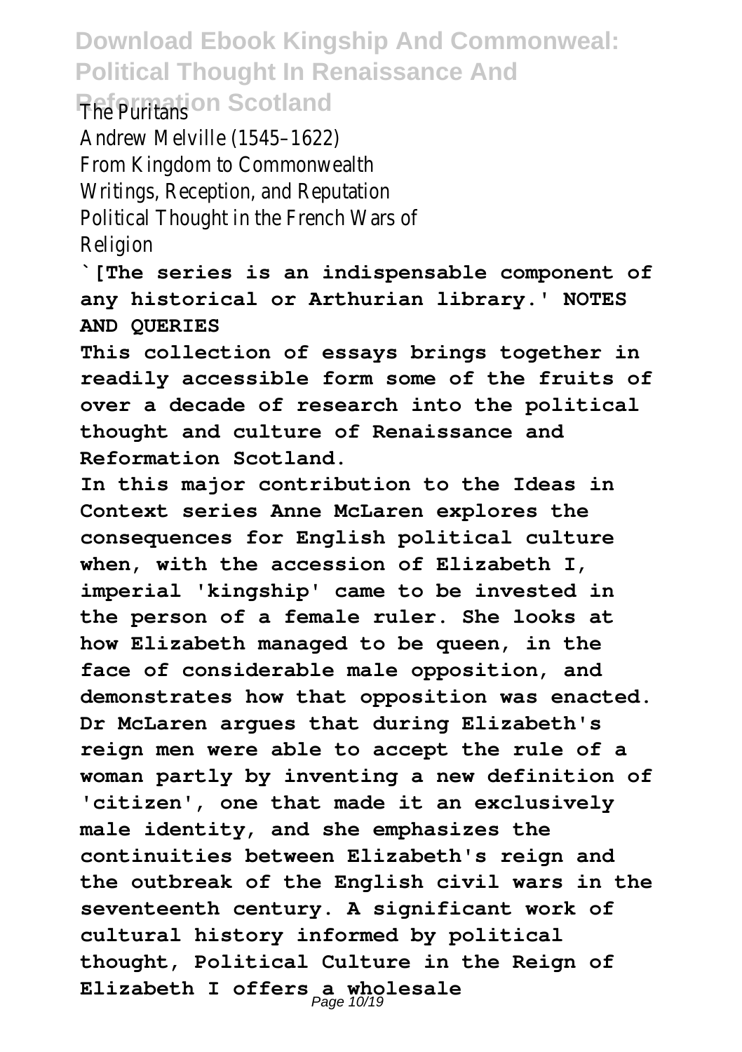The Puritans
Andrew Melville (1545–1622)
From Kingdom to Commonwealth
Writings, Reception, and Reputation
Political Thought in the French Wars of Religion

**`[The series is an indispensable component of any historical or Arthurian library.' NOTES AND QUERIES**

**This collection of essays brings together in readily accessible form some of the fruits of over a decade of research into the political thought and culture of Renaissance and Reformation Scotland.**

**In this major contribution to the Ideas in Context series Anne McLaren explores the consequences for English political culture when, with the accession of Elizabeth I, imperial 'kingship' came to be invested in the person of a female ruler. She looks at how Elizabeth managed to be queen, in the face of considerable male opposition, and demonstrates how that opposition was enacted. Dr McLaren argues that during Elizabeth's reign men were able to accept the rule of a woman partly by inventing a new definition of 'citizen', one that made it an exclusively male identity, and she emphasizes the continuities between Elizabeth's reign and the outbreak of the English civil wars in the seventeenth century. A significant work of cultural history informed by political thought, Political Culture in the Reign of Elizabeth I offers a wholesale**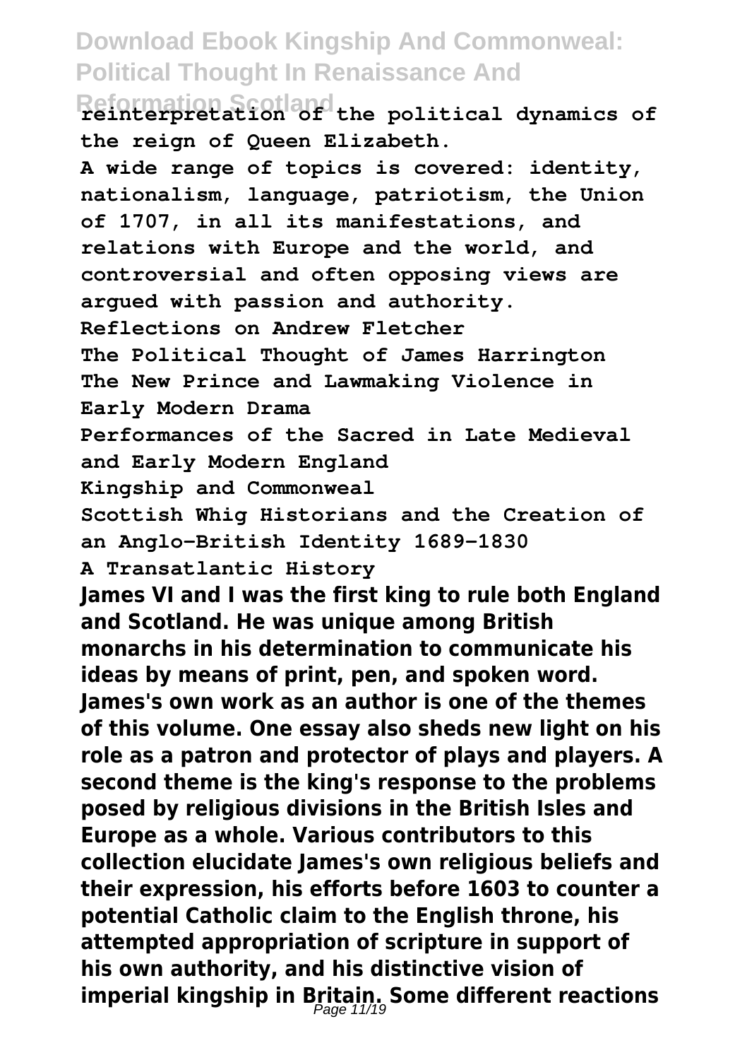reinterpretation of the political dynamics of the reign of Queen Elizabeth.

A wide range of topics is covered: identity, nationalism, language, patriotism, the Union of 1707, in all its manifestations, and relations with Europe and the world, and controversial and often opposing views are argued with passion and authority.

Reflections on Andrew Fletcher
The Political Thought of James Harrington
The New Prince and Lawmaking Violence in Early Modern Drama
Performances of the Sacred in Late Medieval and Early Modern England
Kingship and Commonweal
Scottish Whig Historians and the Creation of an Anglo-British Identity 1689-1830
A Transatlantic History

James VI and I was the first king to rule both England and Scotland. He was unique among British monarchs in his determination to communicate his ideas by means of print, pen, and spoken word. James's own work as an author is one of the themes of this volume. One essay also sheds new light on his role as a patron and protector of plays and players. A second theme is the king's response to the problems posed by religious divisions in the British Isles and Europe as a whole. Various contributors to this collection elucidate James's own religious beliefs and their expression, his efforts before 1603 to counter a potential Catholic claim to the English throne, his attempted appropriation of scripture in support of his own authority, and his distinctive vision of imperial kingship in Britain. Some different reactions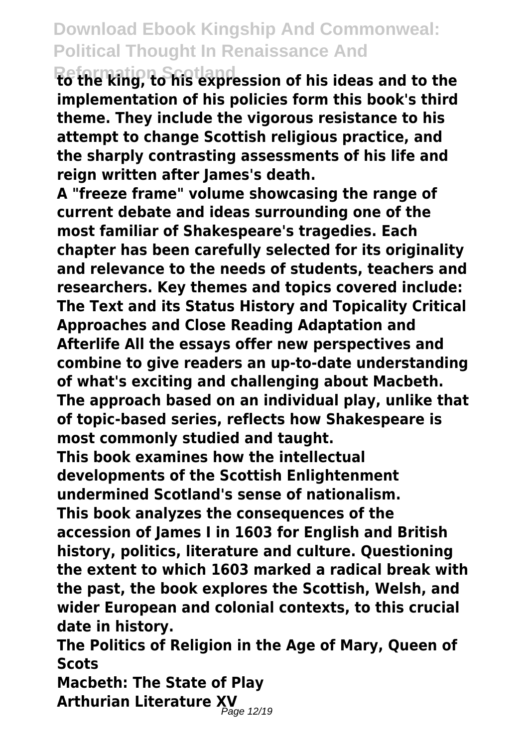**to the king, to his expression of his ideas and to the implementation of his policies form this book's third theme. They include the vigorous resistance to his attempt to change Scottish religious practice, and the sharply contrasting assessments of his life and reign written after James's death.**

**A "freeze frame" volume showcasing the range of current debate and ideas surrounding one of the most familiar of Shakespeare's tragedies. Each chapter has been carefully selected for its originality and relevance to the needs of students, teachers and researchers. Key themes and topics covered include: The Text and its Status History and Topicality Critical Approaches and Close Reading Adaptation and Afterlife All the essays offer new perspectives and combine to give readers an up-to-date understanding of what's exciting and challenging about Macbeth. The approach based on an individual play, unlike that of topic-based series, reflects how Shakespeare is most commonly studied and taught.**

**This book examines how the intellectual developments of the Scottish Enlightenment undermined Scotland's sense of nationalism.**

**This book analyzes the consequences of the accession of James I in 1603 for English and British history, politics, literature and culture. Questioning the extent to which 1603 marked a radical break with the past, the book explores the Scottish, Welsh, and wider European and colonial contexts, to this crucial date in history.**

**The Politics of Religion in the Age of Mary, Queen of Scots**

**Macbeth: The State of Play**

**Arthurian Literature XV**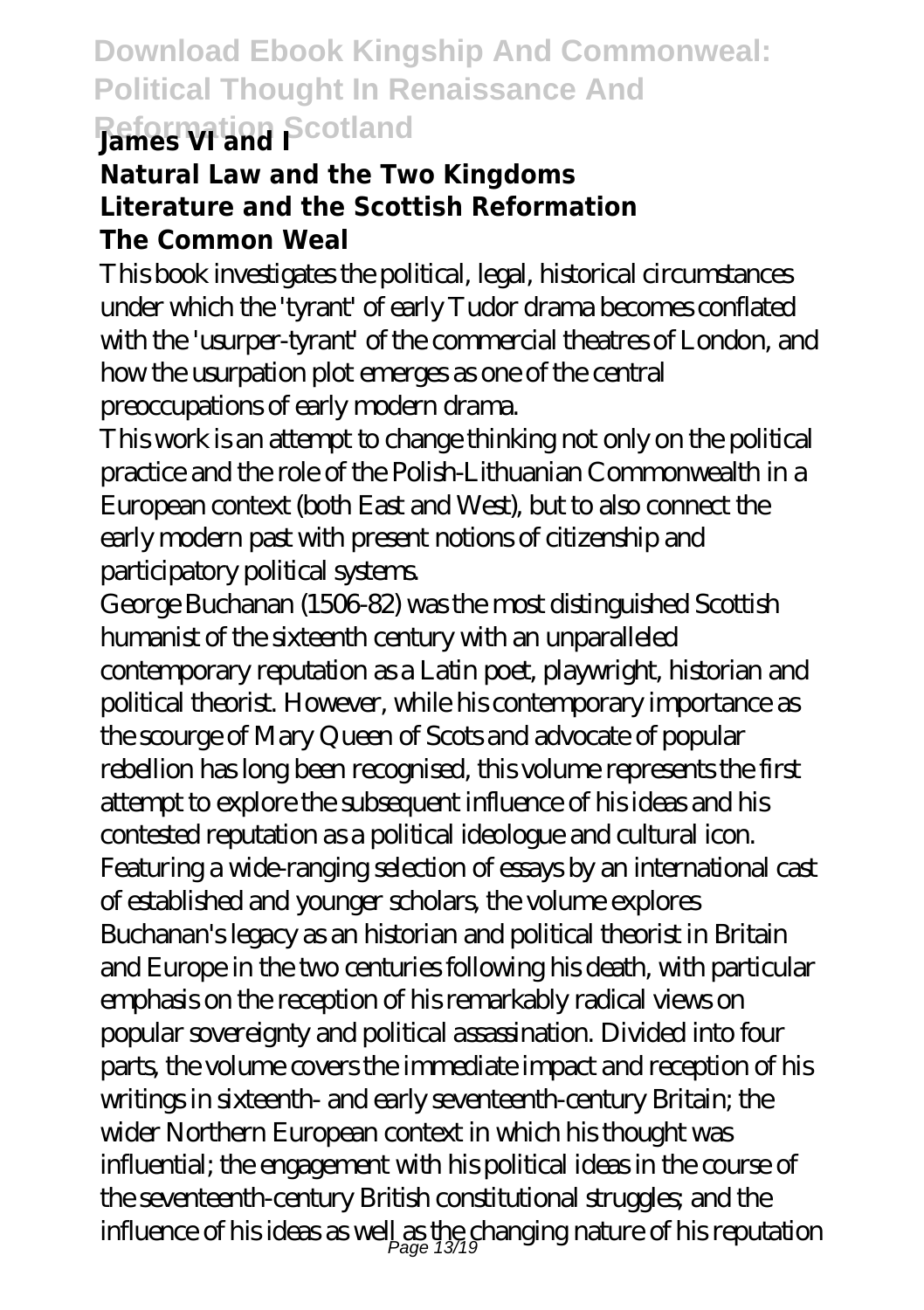**James VI and I**

**Natural Law and the Two Kingdoms**

**Literature and the Scottish Reformation**

**The Common Weal**

This book investigates the political, legal, historical circumstances under which the 'tyrant' of early Tudor drama becomes conflated with the 'usurper-tyrant' of the commercial theatres of London, and how the usurpation plot emerges as one of the central preoccupations of early modern drama.

This work is an attempt to change thinking not only on the political practice and the role of the Polish-Lithuanian Commonwealth in a European context (both East and West), but to also connect the early modern past with present notions of citizenship and participatory political systems.

George Buchanan (1506-82) was the most distinguished Scottish humanist of the sixteenth century with an unparalleled contemporary reputation as a Latin poet, playwright, historian and political theorist. However, while his contemporary importance as the scourge of Mary Queen of Scots and advocate of popular rebellion has long been recognised, this volume represents the first attempt to explore the subsequent influence of his ideas and his contested reputation as a political ideologue and cultural icon. Featuring a wide-ranging selection of essays by an international cast of established and younger scholars, the volume explores Buchanan's legacy as an historian and political theorist in Britain and Europe in the two centuries following his death, with particular emphasis on the reception of his remarkably radical views on popular sovereignty and political assassination. Divided into four parts, the volume covers the immediate impact and reception of his writings in sixteenth- and early seventeenth-century Britain; the wider Northern European context in which his thought was influential; the engagement with his political ideas in the course of the seventeenth-century British constitutional struggles; and the influence of his ideas as well as the changing nature of his reputation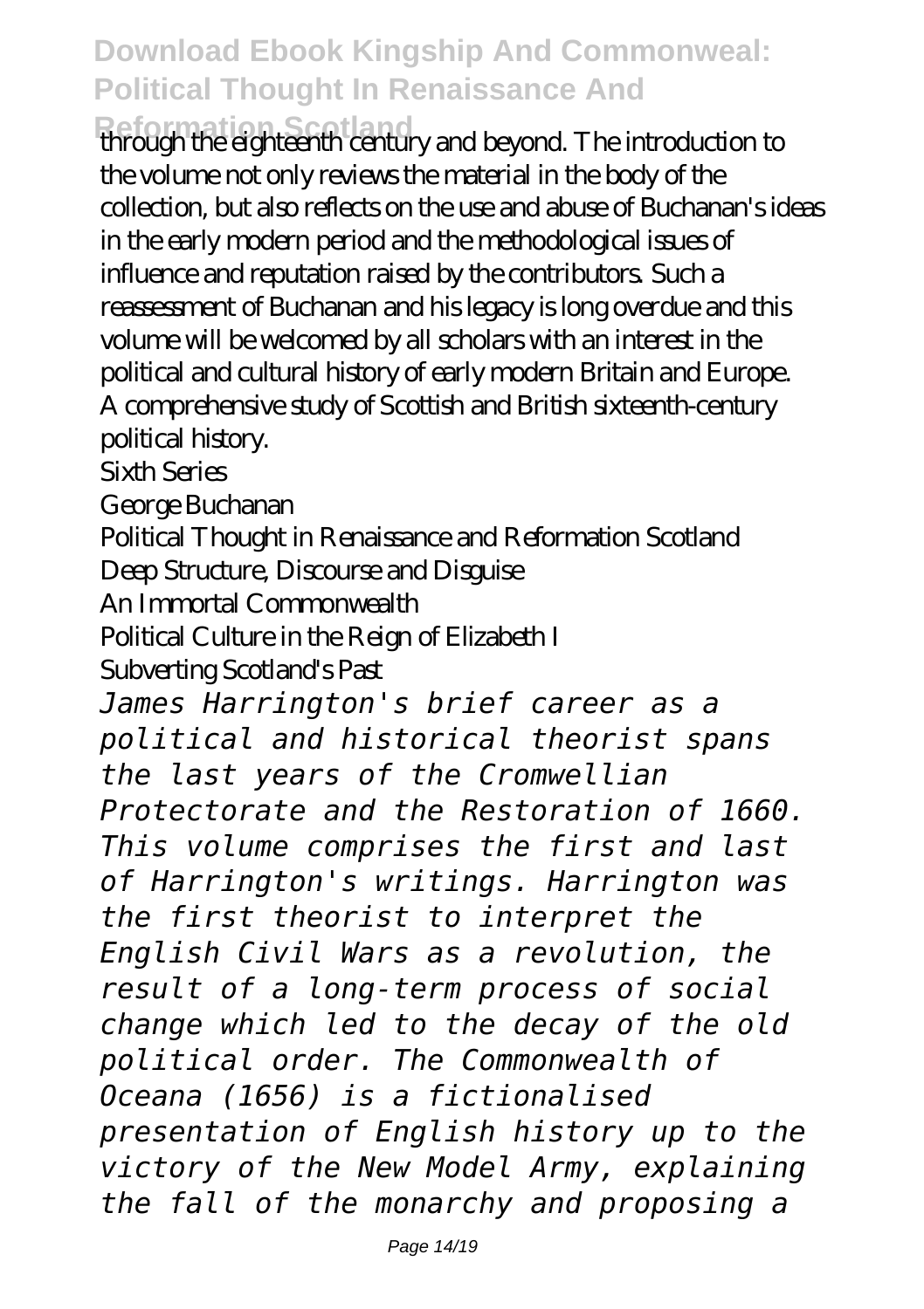through the eighteenth century and beyond. The introduction to the volume not only reviews the material in the body of the collection, but also reflects on the use and abuse of Buchanan's ideas in the early modern period and the methodological issues of influence and reputation raised by the contributors. Such a reassessment of Buchanan and his legacy is long overdue and this volume will be welcomed by all scholars with an interest in the political and cultural history of early modern Britain and Europe.

A comprehensive study of Scottish and British sixteenth-century political history.

Sixth Series

George Buchanan

Political Thought in Renaissance and Reformation Scotland

Deep Structure, Discourse and Disguise

An Immortal Commonwealth

Political Culture in the Reign of Elizabeth I

Subverting Scotland's Past

*James Harrington's brief career as a political and historical theorist spans the last years of the Cromwellian Protectorate and the Restoration of 1660. This volume comprises the first and last of Harrington's writings. Harrington was the first theorist to interpret the English Civil Wars as a revolution, the result of a long-term process of social change which led to the decay of the old political order. The Commonwealth of Oceana (1656) is a fictionalised presentation of English history up to the victory of the New Model Army, explaining the fall of the monarchy and proposing a*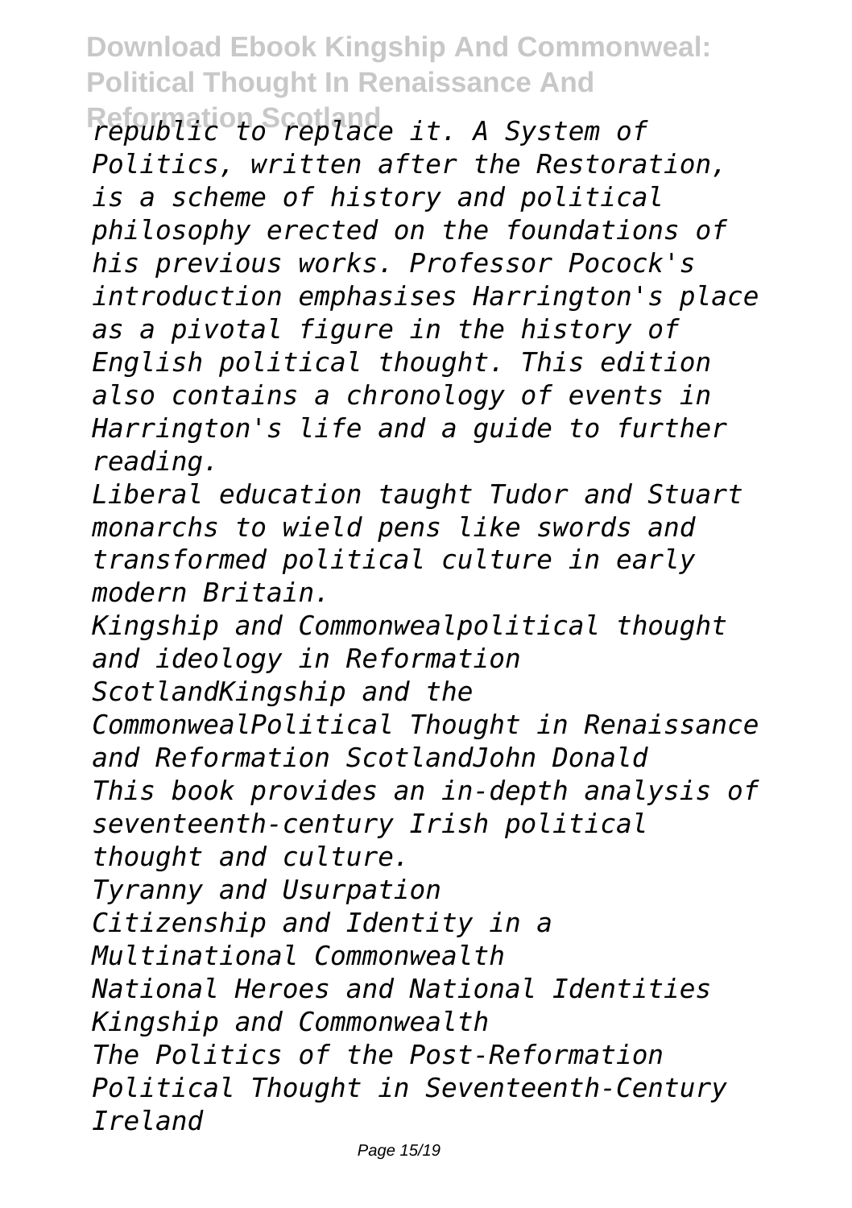*republic to replace it. A System of Politics, written after the Restoration, is a scheme of history and political philosophy erected on the foundations of his previous works. Professor Pocock's introduction emphasises Harrington's place as a pivotal figure in the history of English political thought. This edition also contains a chronology of events in Harrington's life and a guide to further reading.*

*Liberal education taught Tudor and Stuart monarchs to wield pens like swords and transformed political culture in early modern Britain.*

*Kingship and Commonwealpolitical thought and ideology in Reformation ScotlandKingship and the CommonwealPolitical Thought in Renaissance and Reformation ScotlandJohn Donald*

*This book provides an in-depth analysis of seventeenth-century Irish political thought and culture.*

*Tyranny and Usurpation*

*Citizenship and Identity in a Multinational Commonwealth*

*National Heroes and National Identities*

*Kingship and Commonwealth*

*The Politics of the Post-Reformation*

*Political Thought in Seventeenth-Century Ireland*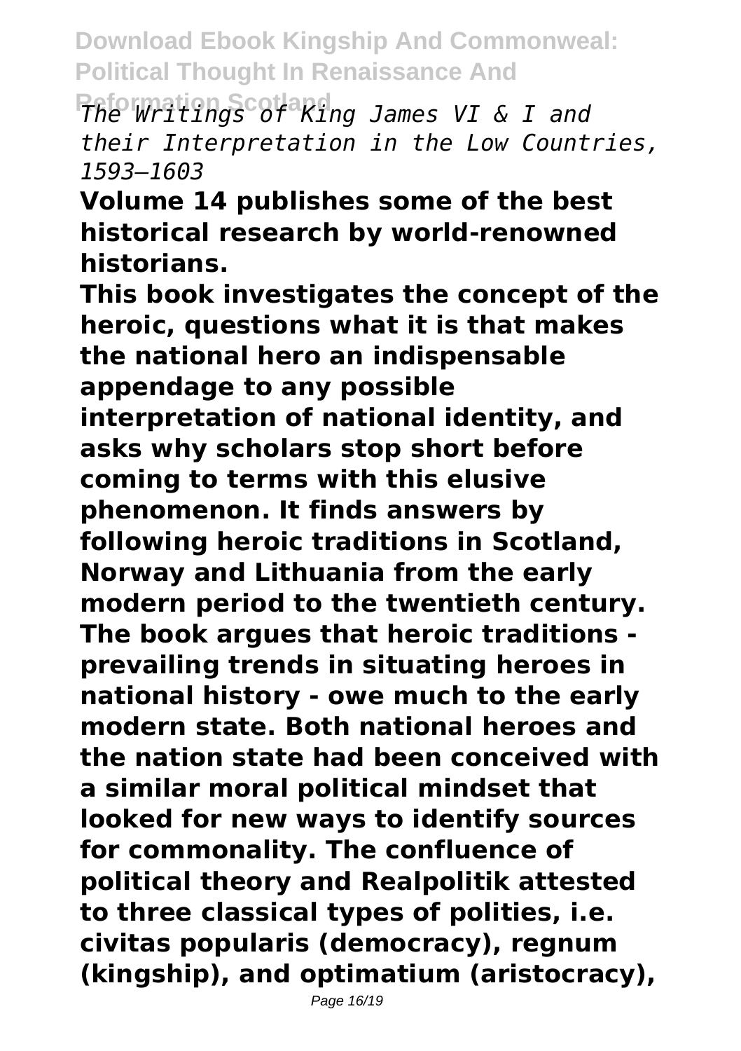*The Writings of King James VI & I and their Interpretation in the Low Countries, 1593–1603*

**Volume 14 publishes some of the best historical research by world-renowned historians.**

**This book investigates the concept of the heroic, questions what it is that makes the national hero an indispensable appendage to any possible interpretation of national identity, and asks why scholars stop short before coming to terms with this elusive phenomenon. It finds answers by following heroic traditions in Scotland, Norway and Lithuania from the early modern period to the twentieth century. The book argues that heroic traditions - prevailing trends in situating heroes in national history - owe much to the early modern state. Both national heroes and the nation state had been conceived with a similar moral political mindset that looked for new ways to identify sources for commonality. The confluence of political theory and Realpolitik attested to three classical types of polities, i.e. civitas popularis (democracy), regnum (kingship), and optimatium (aristocracy),**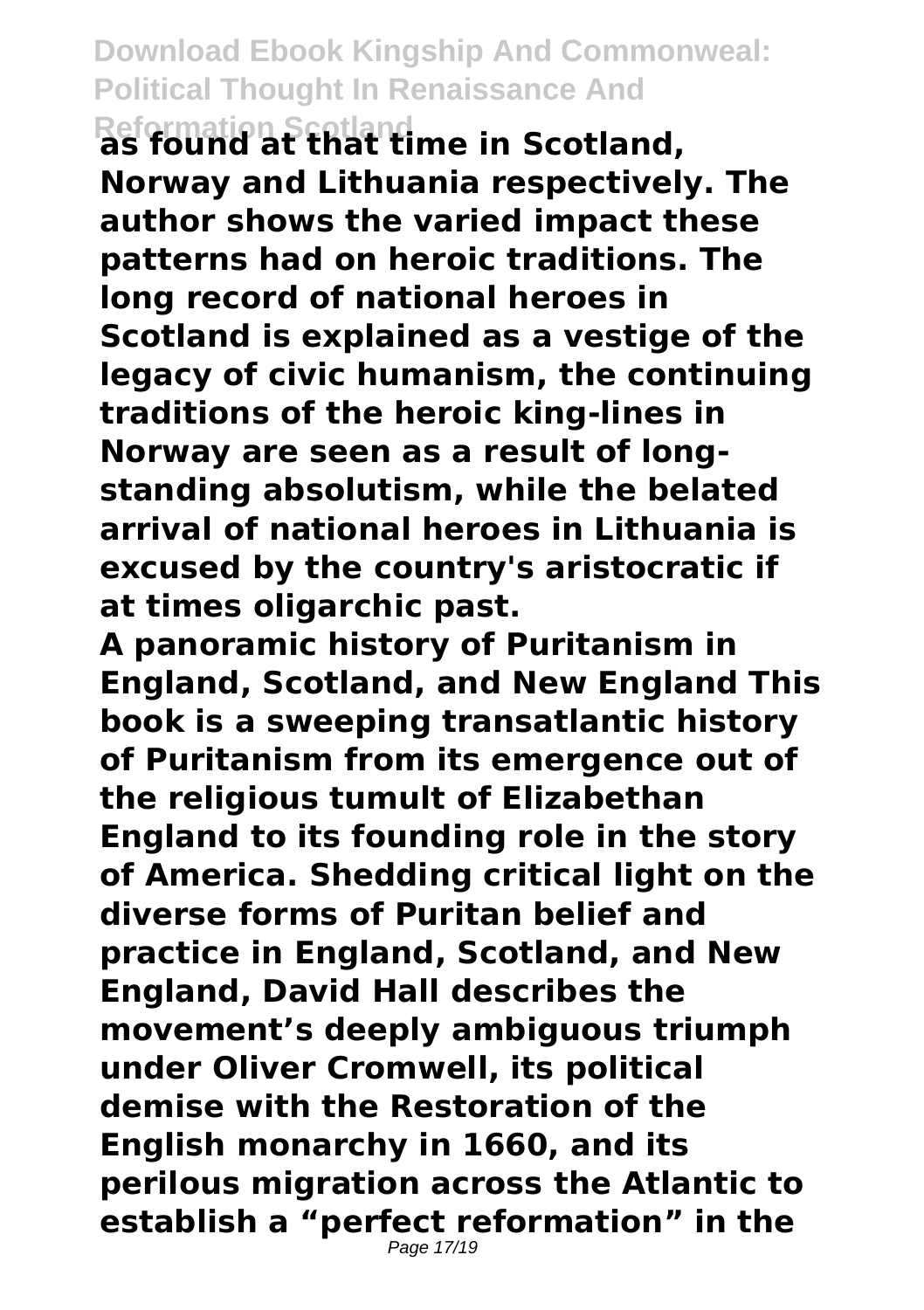**as found at that time in Scotland, Norway and Lithuania respectively. The author shows the varied impact these patterns had on heroic traditions. The long record of national heroes in Scotland is explained as a vestige of the legacy of civic humanism, the continuing traditions of the heroic king-lines in Norway are seen as a result of long-standing absolutism, while the belated arrival of national heroes in Lithuania is excused by the country's aristocratic if at times oligarchic past.**

**A panoramic history of Puritanism in England, Scotland, and New England This book is a sweeping transatlantic history of Puritanism from its emergence out of the religious tumult of Elizabethan England to its founding role in the story of America. Shedding critical light on the diverse forms of Puritan belief and practice in England, Scotland, and New England, David Hall describes the movement's deeply ambiguous triumph under Oliver Cromwell, its political demise with the Restoration of the English monarchy in 1660, and its perilous migration across the Atlantic to establish a "perfect reformation" in the**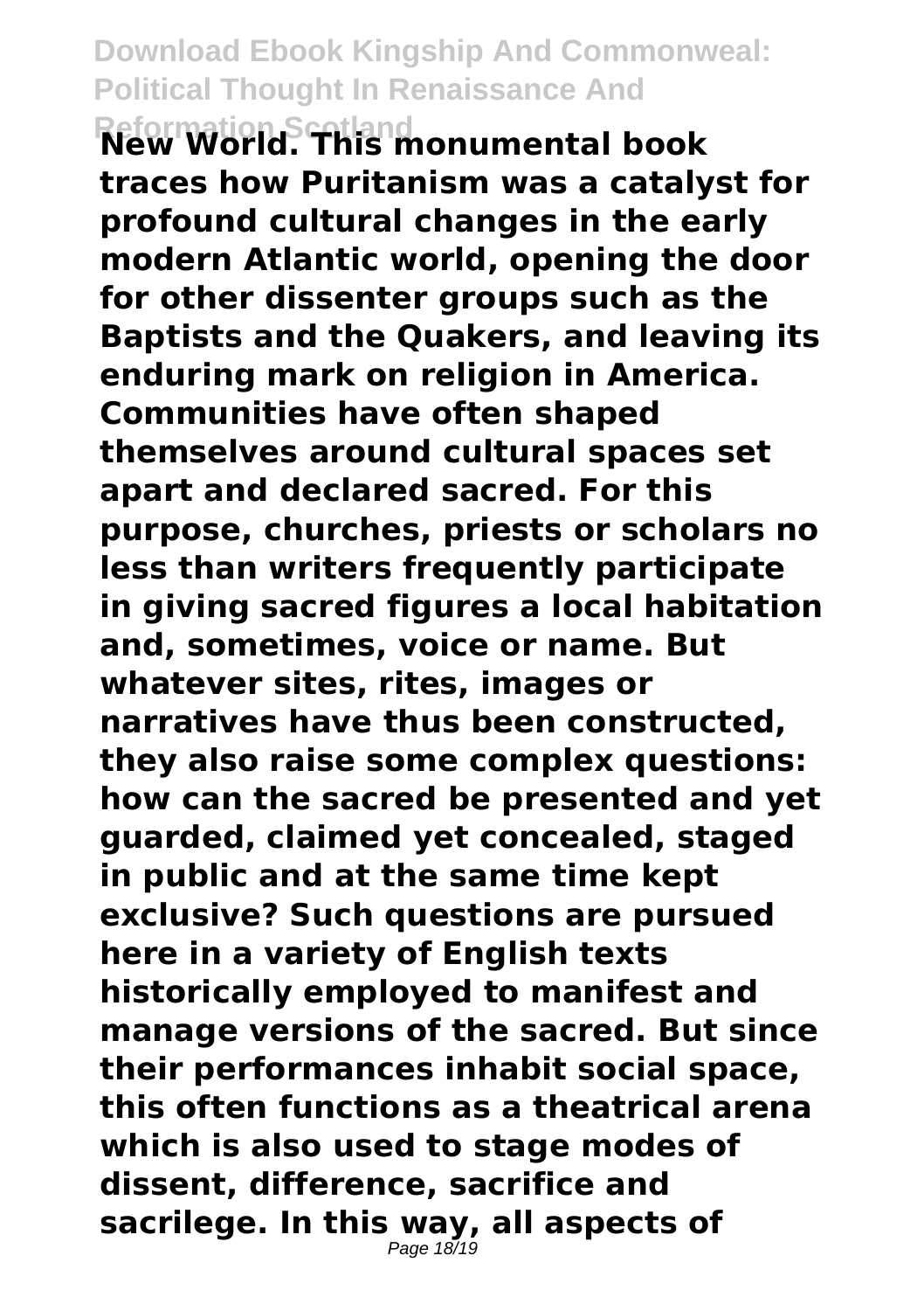**New World. This monumental book traces how Puritanism was a catalyst for profound cultural changes in the early modern Atlantic world, opening the door for other dissenter groups such as the Baptists and the Quakers, and leaving its enduring mark on religion in America. Communities have often shaped themselves around cultural spaces set apart and declared sacred. For this purpose, churches, priests or scholars no less than writers frequently participate in giving sacred figures a local habitation and, sometimes, voice or name. But whatever sites, rites, images or narratives have thus been constructed, they also raise some complex questions: how can the sacred be presented and yet guarded, claimed yet concealed, staged in public and at the same time kept exclusive? Such questions are pursued here in a variety of English texts historically employed to manifest and manage versions of the sacred. But since their performances inhabit social space, this often functions as a theatrical arena which is also used to stage modes of dissent, difference, sacrifice and sacrilege. In this way, all aspects of**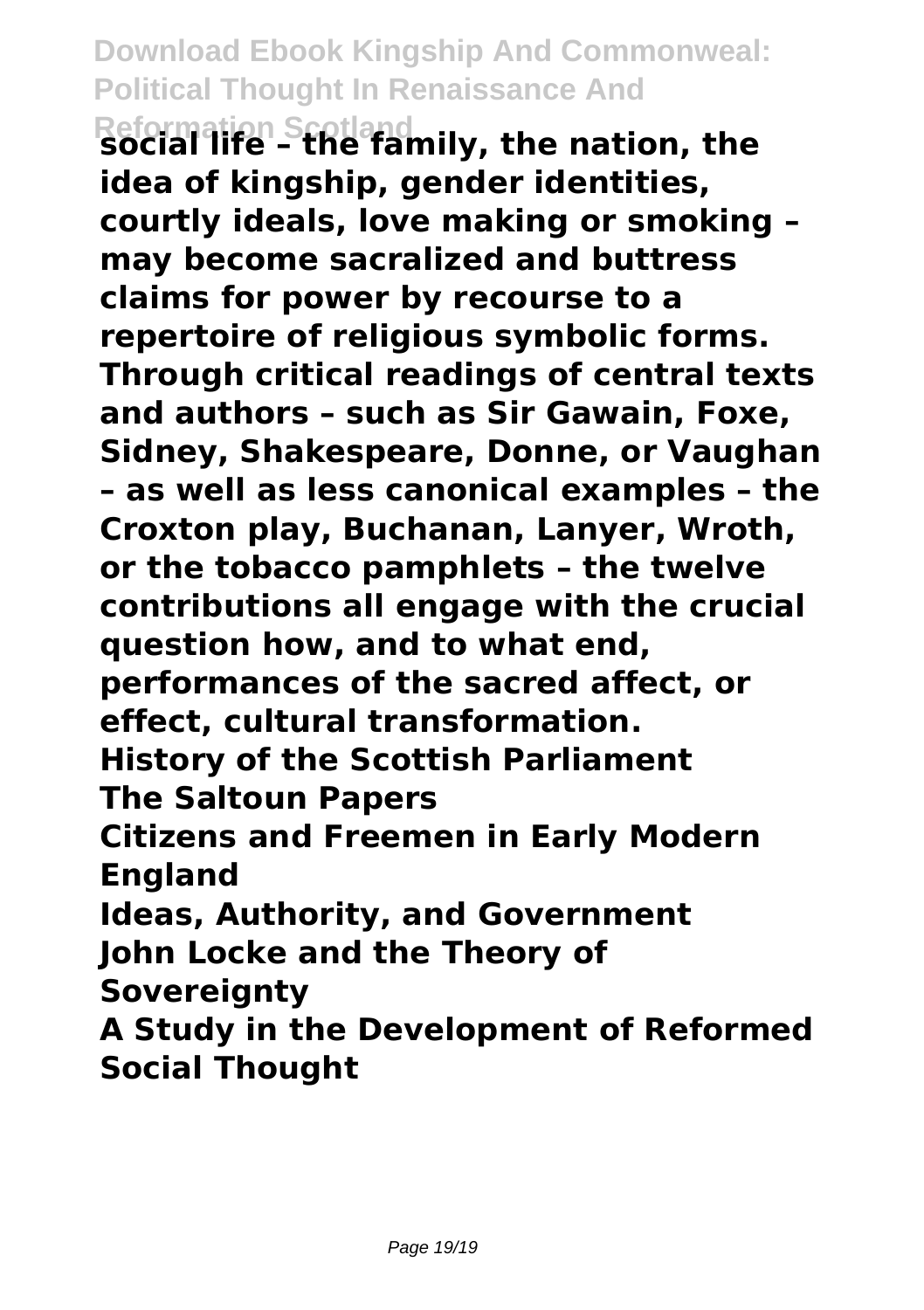**social life – the family, the nation, the idea of kingship, gender identities, courtly ideals, love making or smoking – may become sacralized and buttress claims for power by recourse to a repertoire of religious symbolic forms. Through critical readings of central texts and authors – such as Sir Gawain, Foxe, Sidney, Shakespeare, Donne, or Vaughan – as well as less canonical examples – the Croxton play, Buchanan, Lanyer, Wroth, or the tobacco pamphlets – the twelve contributions all engage with the crucial question how, and to what end, performances of the sacred affect, or effect, cultural transformation.**

**History of the Scottish Parliament**

**The Saltoun Papers**

**Citizens and Freemen in Early Modern England**

**Ideas, Authority, and Government**

**John Locke and the Theory of Sovereignty**

**A Study in the Development of Reformed Social Thought**